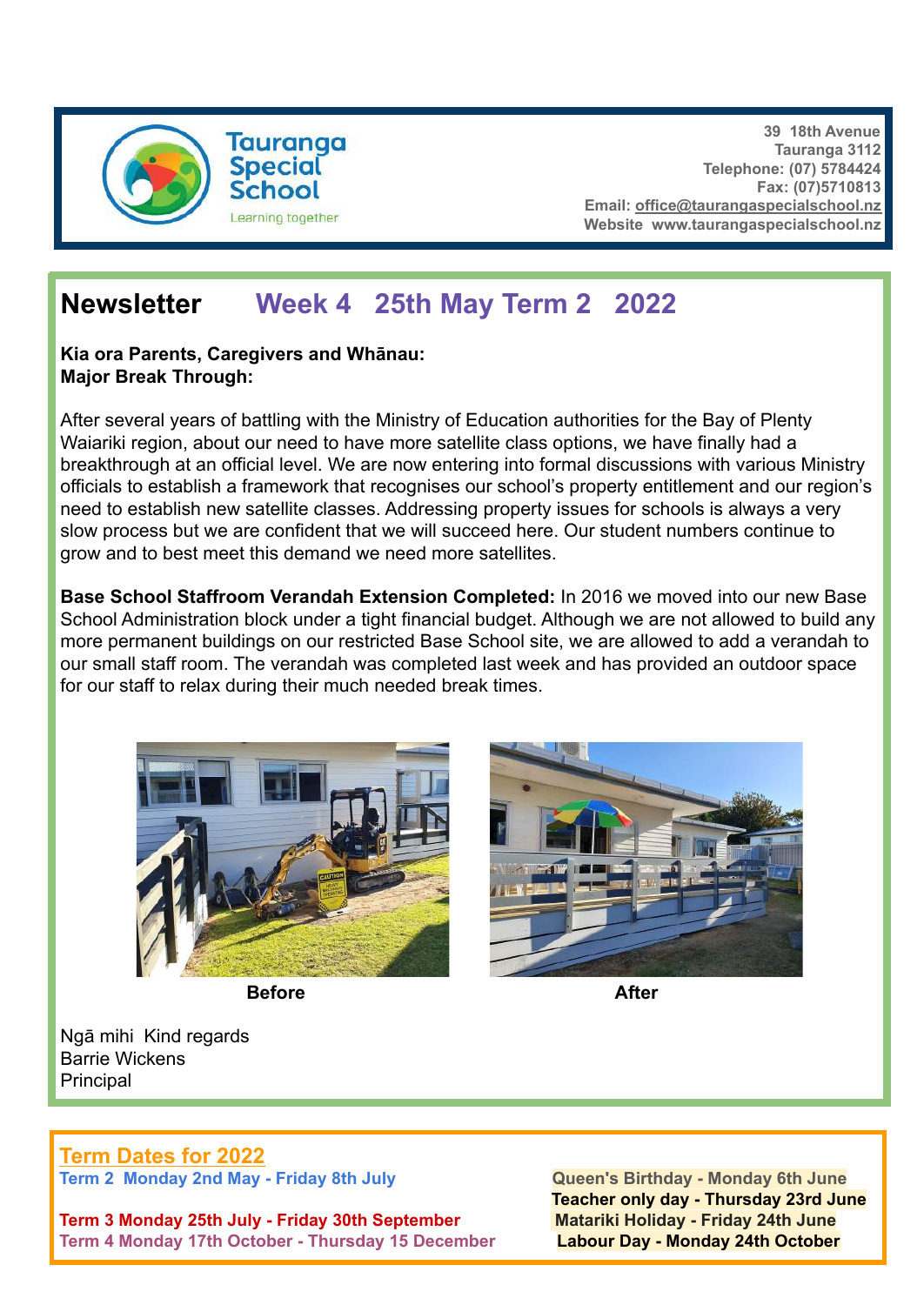Tauranga Special School

Learning together

**39 18th Avenue**
**Tauranga 3112**
**Telephone: (07) 5784424**
**Fax: (07)5710813**
**Email: office@taurangaspecialschool.nz**
**Website www.taurangaspecialschool.nz**

# Newsletter Week 4 25th May Term 2 2022

**Kia ora Parents, Caregivers and Whānau:**
**Major Break Through:**

After several years of battling with the Ministry of Education authorities for the Bay of Plenty Waiariki region, about our need to have more satellite class options, we have finally had a breakthrough at an official level. We are now entering into formal discussions with various Ministry officials to establish a framework that recognises our school's property entitlement and our region's need to establish new satellite classes. Addressing property issues for schools is always a very slow process but we are confident that we will succeed here. Our student numbers continue to grow and to best meet this demand we need more satellites.

**Base School Staffroom Verandah Extension Completed:** In 2016 we moved into our new Base School Administration block under a tight financial budget. Although we are not allowed to build any more permanent buildings on our restricted Base School site, we are allowed to add a verandah to our small staff room. The verandah was completed last week and has provided an outdoor space for our staff to relax during their much needed break times.

**Before** **After**

Ngā mihi Kind regards
Barrie Wickens
Principal

## Term Dates for 2022

**Term 2 Monday 2nd May - Friday 8th July**

**Term 3 Monday 25th July - Friday 30th September**
**Term 4 Monday 17th October - Thursday 15 December**

**Queen's Birthday - Monday 6th June**
**Teacher only day - Thursday 23rd June**
**Matariki Holiday - Friday 24th June**
**Labour Day - Monday 24th October**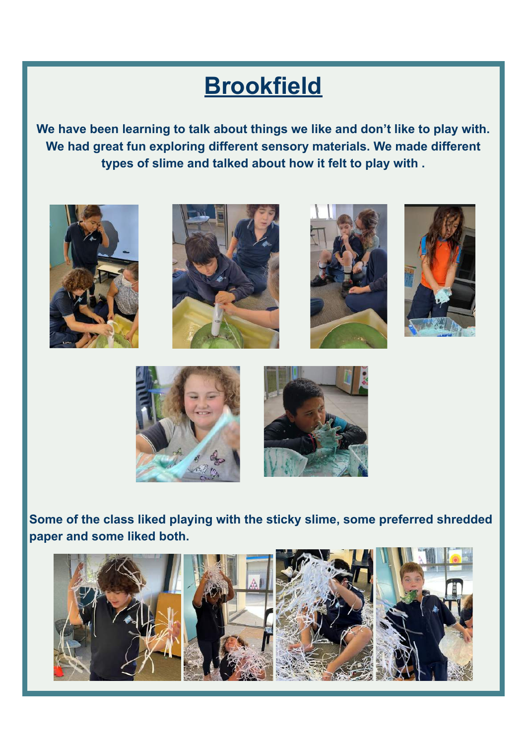# Brookfield

**We have been learning to talk about things we like and don't like to play with. We had great fun exploring different sensory materials. We made different types of slime and talked about how it felt to play with .**

**Some of the class liked playing with the sticky slime, some preferred shredded paper and some liked both.**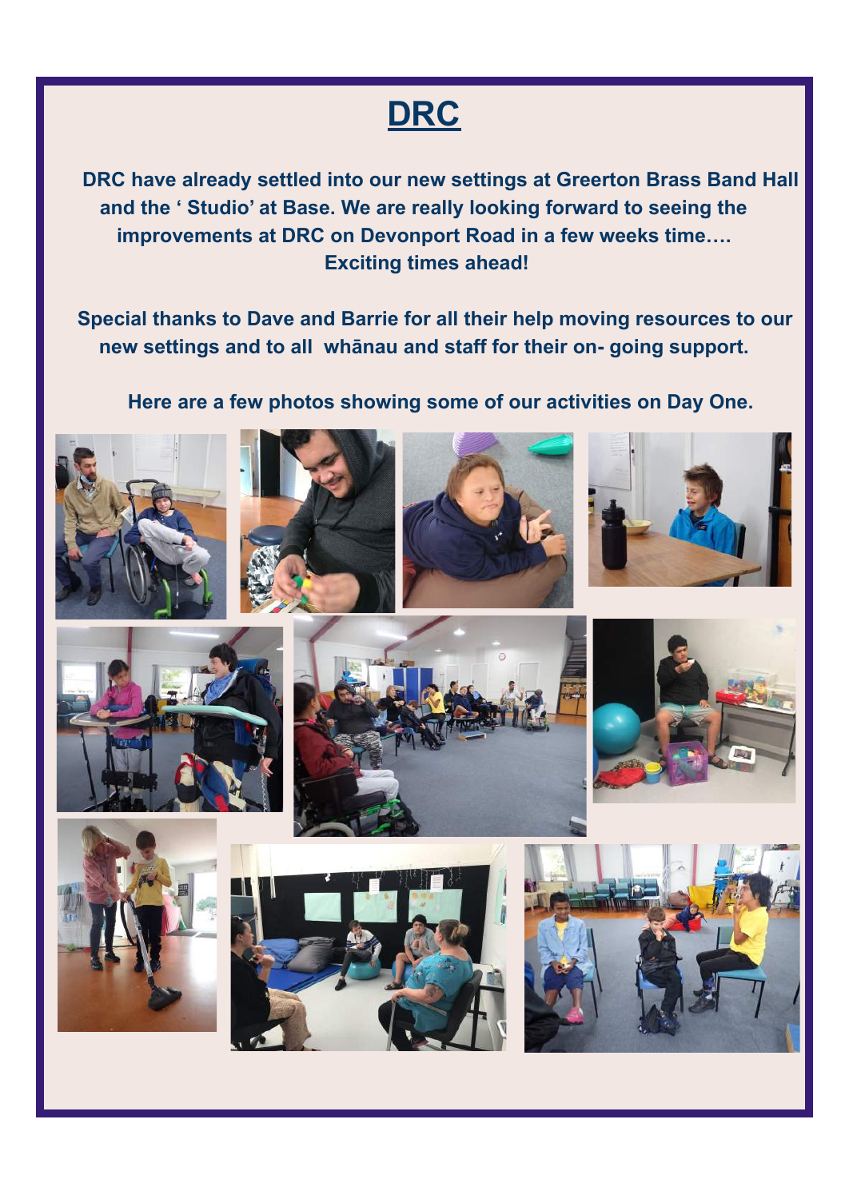# DRC

**DRC have already settled into our new settings at Greerton Brass Band Hall and the ' Studio' at Base. We are really looking forward to seeing the improvements at DRC on Devonport Road in a few weeks time…. Exciting times ahead!**

**Special thanks to Dave and Barrie for all their help moving resources to our new settings and to all whānau and staff for their on- going support.**

**Here are a few photos showing some of our activities on Day One.**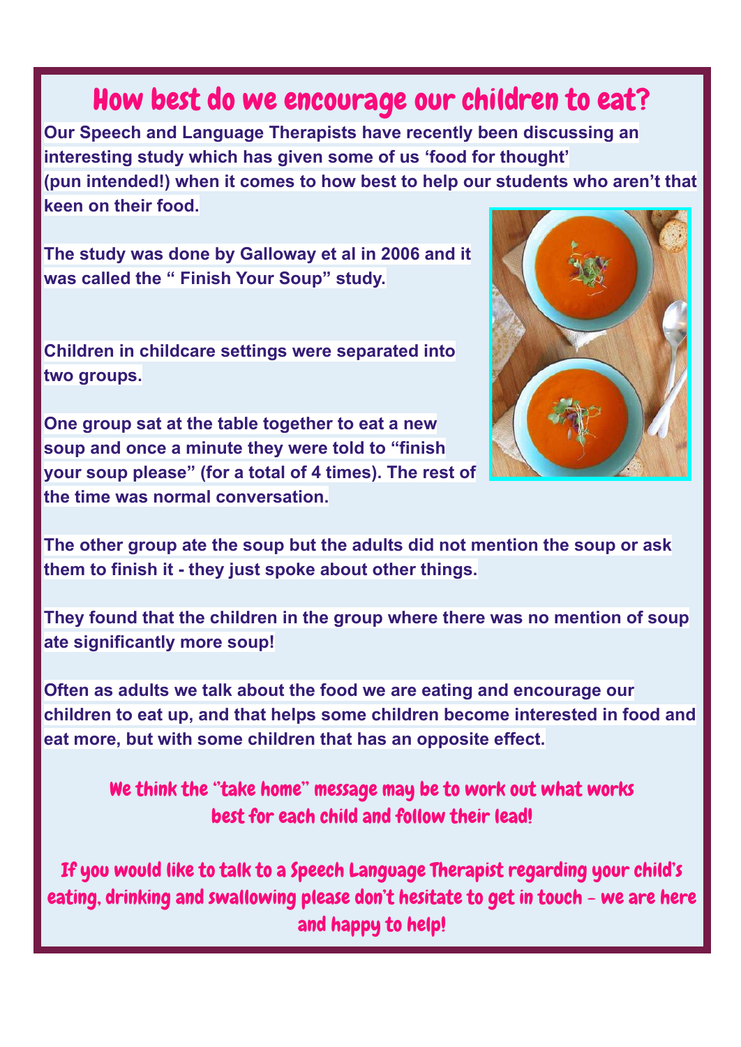# How best do we encourage our children to eat?

**Our Speech and Language Therapists have recently been discussing an interesting study which has given some of us 'food for thought' (pun intended!) when it comes to how best to help our students who aren't that keen on their food.**

**The study was done by Galloway et al in 2006 and it was called the " Finish Your Soup" study.**

**Children in childcare settings were separated into two groups.**

**One group sat at the table together to eat a new soup and once a minute they were told to "finish your soup please" (for a total of 4 times). The rest of the time was normal conversation.**

**The other group ate the soup but the adults did not mention the soup or ask them to finish it - they just spoke about other things.**

**They found that the children in the group where there was no mention of soup ate significantly more soup!**

**Often as adults we talk about the food we are eating and encourage our children to eat up, and that helps some children become interested in food and eat more, but with some children that has an opposite effect.**

We think the "take home" message may be to work out what works best for each child and follow their lead!

If you would like to talk to a Speech Language Therapist regarding your child's eating, drinking and swallowing please don't hesitate to get in touch - we are here and happy to help!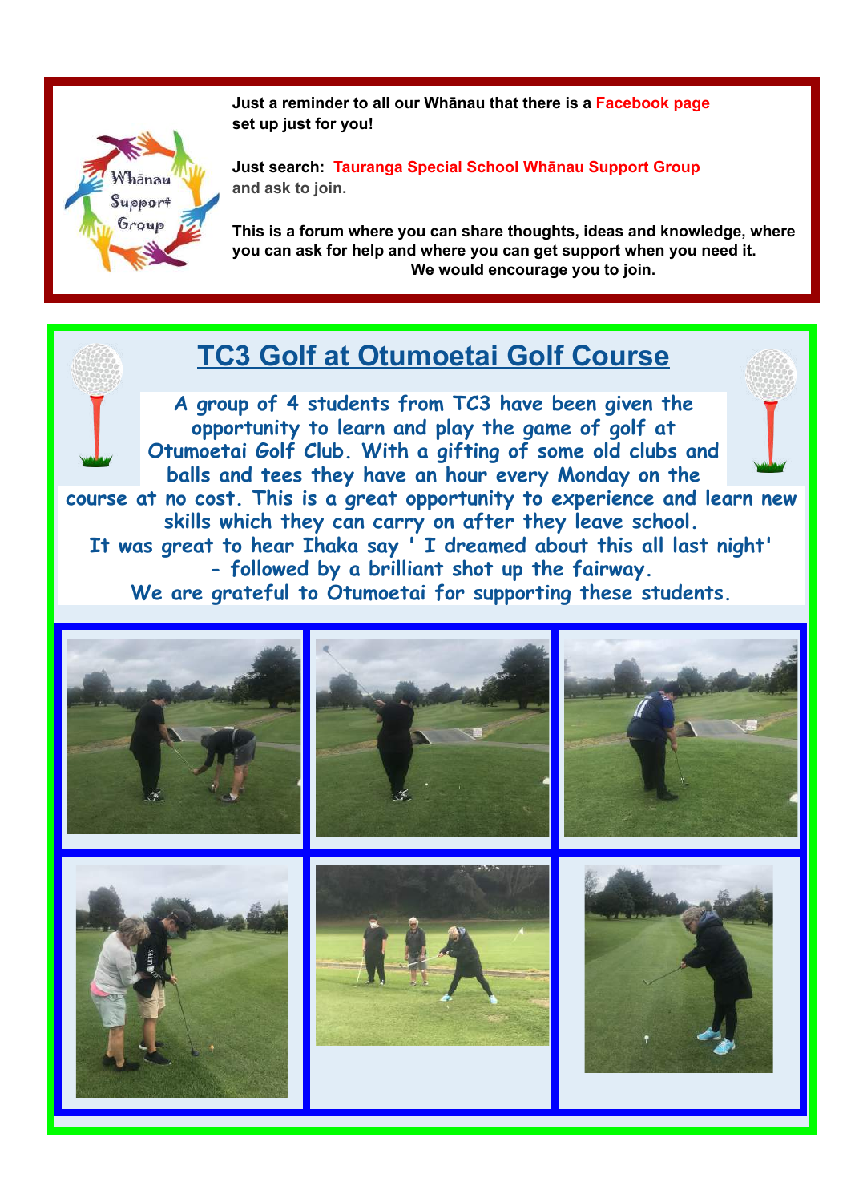**Just a reminder to all our Whānau that there is a Facebook page set up just for you!**

**Just search: Tauranga Special School Whānau Support Group and ask to join.**

**This is a forum where you can share thoughts, ideas and knowledge, where you can ask for help and where you can get support when you need it. We would encourage you to join.**

# TC3 Golf at Otumoetai Golf Course

A group of 4 students from TC3 have been given the opportunity to learn and play the game of golf at Otumoetai Golf Club. With a gifting of some old clubs and balls and tees they have an hour every Monday on the course at no cost. This is a great opportunity to experience and learn new skills which they can carry on after they leave school.
It was great to hear Ihaka say ' I dreamed about this all last night' - followed by a brilliant shot up the fairway.
We are grateful to Otumoetai for supporting these students.